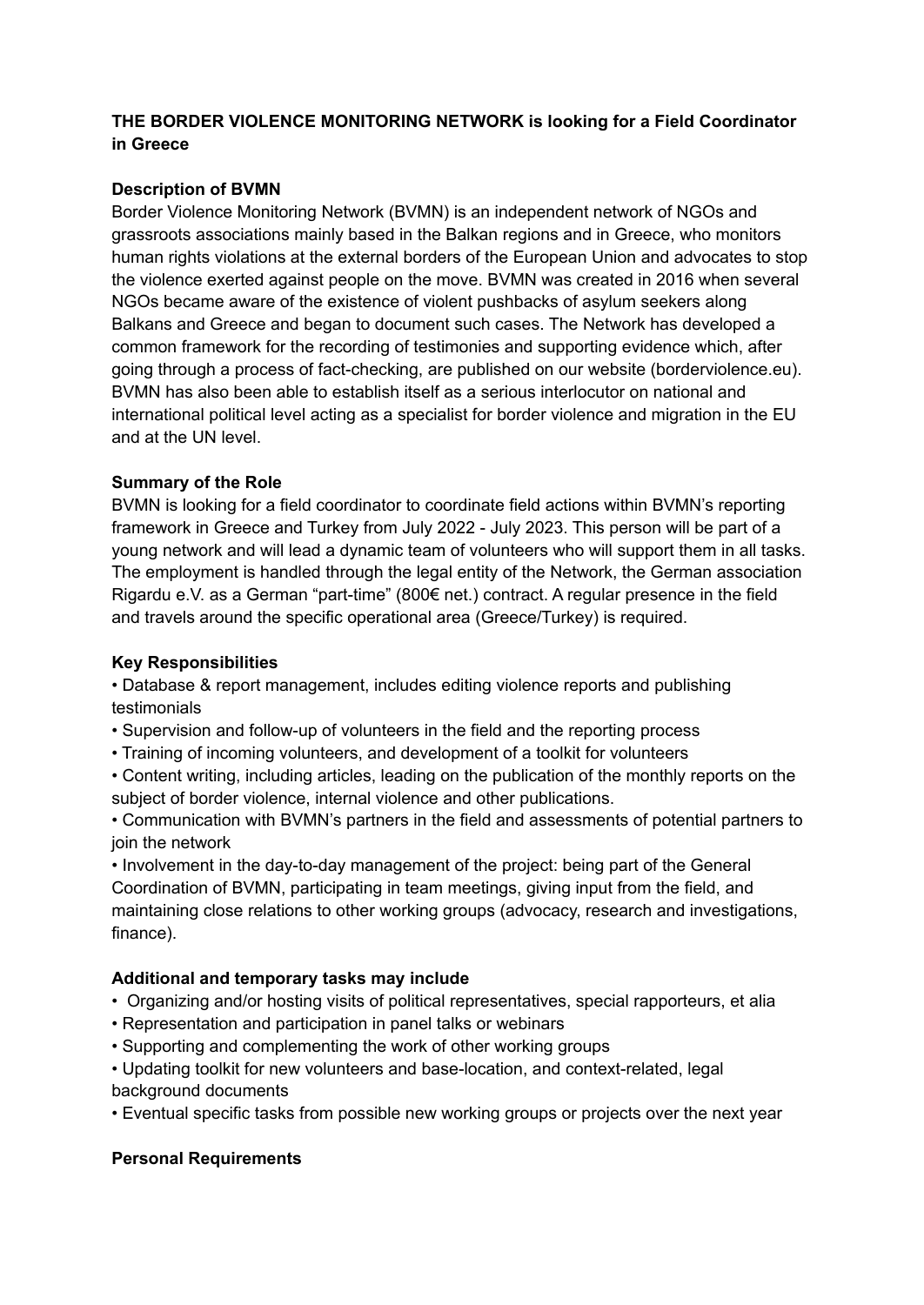**THE BORDER VIOLENCE MONITORING NETWORK is looking for a Field Coordinator in Greece**

**Description of BVMN**

Border Violence Monitoring Network (BVMN) is an independent network of NGOs and grassroots associations mainly based in the Balkan regions and in Greece, who monitors human rights violations at the external borders of the European Union and advocates to stop the violence exerted against people on the move. BVMN was created in 2016 when several NGOs became aware of the existence of violent pushbacks of asylum seekers along Balkans and Greece and began to document such cases. The Network has developed a common framework for the recording of testimonies and supporting evidence which, after going through a process of fact-checking, are published on our website (borderviolence.eu). BVMN has also been able to establish itself as a serious interlocutor on national and international political level acting as a specialist for border violence and migration in the EU and at the UN level.

**Summary of the Role**

BVMN is looking for a field coordinator to coordinate field actions within BVMN's reporting framework in Greece and Turkey from July 2022 - July 2023. This person will be part of a young network and will lead a dynamic team of volunteers who will support them in all tasks. The employment is handled through the legal entity of the Network, the German association Rigardu e.V. as a German "part-time" (800€ net.) contract. A regular presence in the field and travels around the specific operational area (Greece/Turkey) is required.

**Key Responsibilities**

- Database & report management, includes editing violence reports and publishing testimonials
- Supervision and follow-up of volunteers in the field and the reporting process
- Training of incoming volunteers, and development of a toolkit for volunteers
- Content writing, including articles, leading on the publication of the monthly reports on the subject of border violence, internal violence and other publications.
- Communication with BVMN's partners in the field and assessments of potential partners to join the network
- Involvement in the day-to-day management of the project: being part of the General Coordination of BVMN, participating in team meetings, giving input from the field, and maintaining close relations to other working groups (advocacy, research and investigations, finance).

**Additional and temporary tasks may include**

- Organizing and/or hosting visits of political representatives, special rapporteurs, et alia
- Representation and participation in panel talks or webinars
- Supporting and complementing the work of other working groups
- Updating toolkit for new volunteers and base-location, and context-related, legal background documents
- Eventual specific tasks from possible new working groups or projects over the next year

**Personal Requirements**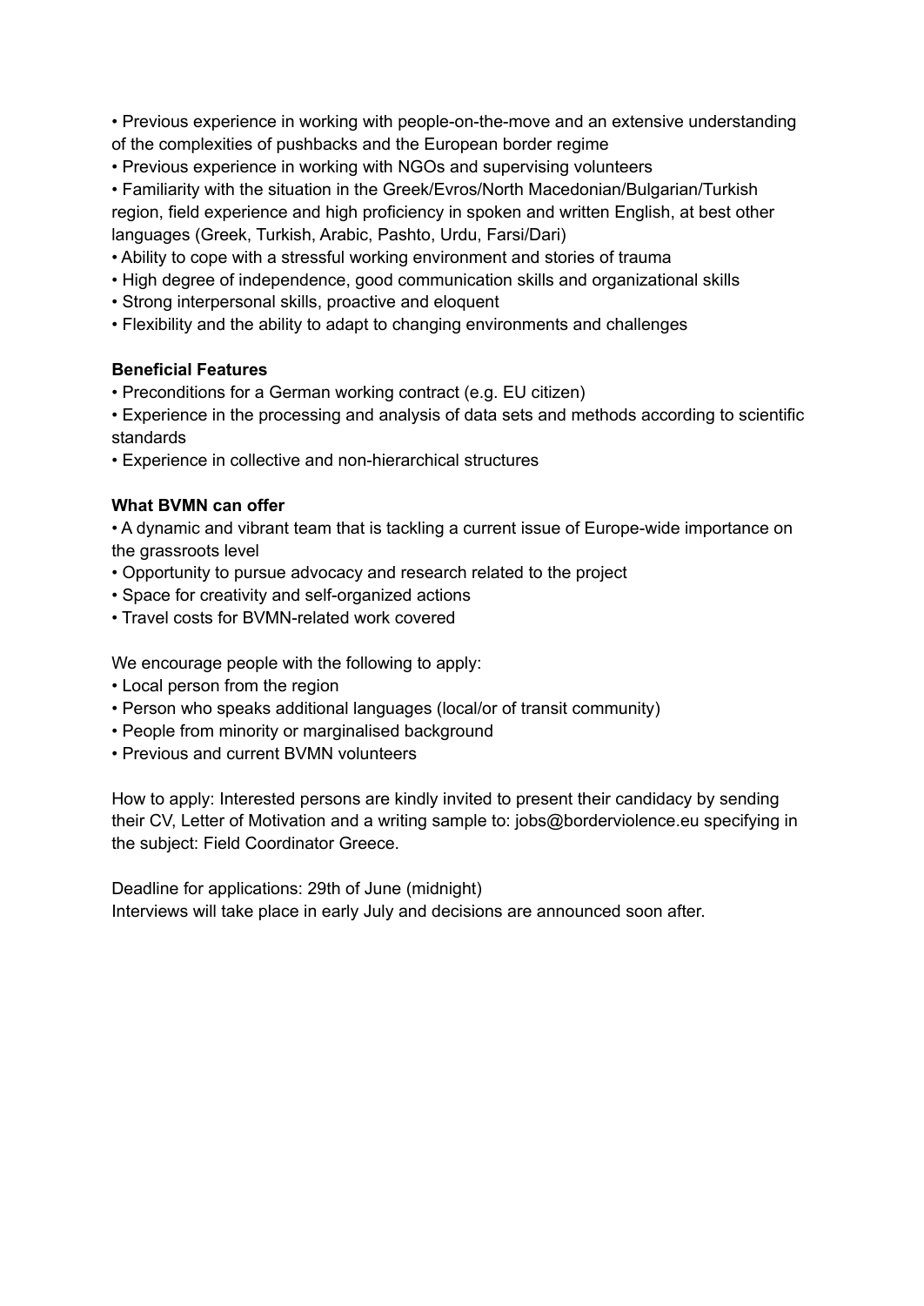- Previous experience in working with people-on-the-move and an extensive understanding of the complexities of pushbacks and the European border regime
- Previous experience in working with NGOs and supervising volunteers
- Familiarity with the situation in the Greek/Evros/North Macedonian/Bulgarian/Turkish region, field experience and high proficiency in spoken and written English, at best other languages (Greek, Turkish, Arabic, Pashto, Urdu, Farsi/Dari)
- Ability to cope with a stressful working environment and stories of trauma
- High degree of independence, good communication skills and organizational skills
- Strong interpersonal skills, proactive and eloquent
- Flexibility and the ability to adapt to changing environments and challenges

**Beneficial Features**

- Preconditions for a German working contract (e.g. EU citizen)
- Experience in the processing and analysis of data sets and methods according to scientific standards
- Experience in collective and non-hierarchical structures

**What BVMN can offer**

- A dynamic and vibrant team that is tackling a current issue of Europe-wide importance on the grassroots level
- Opportunity to pursue advocacy and research related to the project
- Space for creativity and self-organized actions
- Travel costs for BVMN-related work covered

We encourage people with the following to apply:

- Local person from the region
- Person who speaks additional languages (local/or of transit community)
- People from minority or marginalised background
- Previous and current BVMN volunteers

How to apply: Interested persons are kindly invited to present their candidacy by sending their CV, Letter of Motivation and a writing sample to: jobs@borderviolence.eu specifying in the subject: Field Coordinator Greece.

Deadline for applications: 29th of June (midnight)
Interviews will take place in early July and decisions are announced soon after.